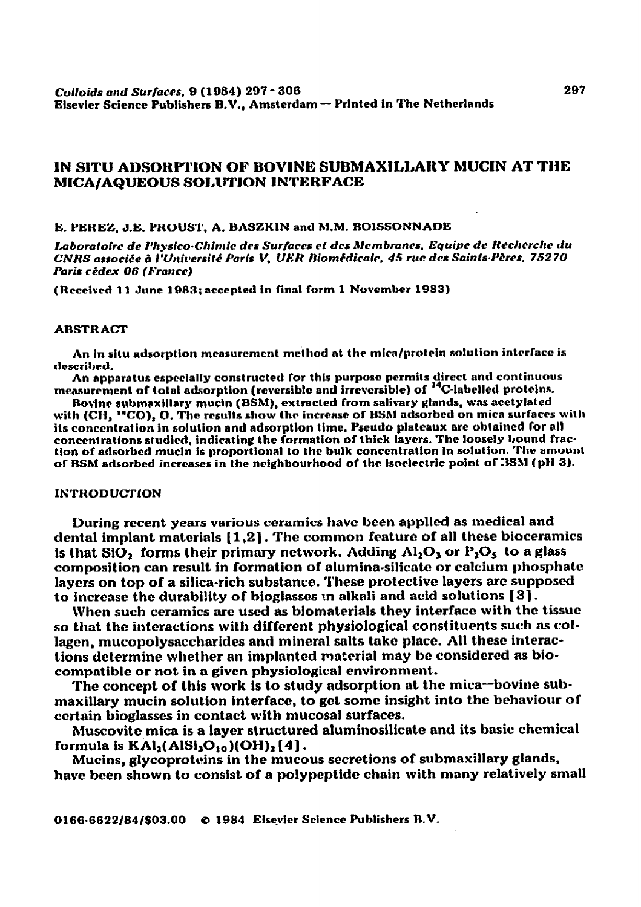Colloids and Surfaces, 9 (1984) 297 - 306
Elsevier Science Publishers B.V., Amsterdam — Printed in The Netherlands

# IN SITU ADSORPTION OF BOVINE SUBMAXILLARY MUCIN AT THE MICA/AQUEOUS SOLUTION INTERFACE

E. PEREZ, J.E. PROUST, A. BASZKIN and M.M. BOISSONNADE

*Laboratoire de Physico-Chimie des Surfaces et des Membranes, Equipe de Recherche du CNRS associée à l'Université Paris V, UER Biomédicale, 45 rue des Saints-Pères, 75270 Paris cédex 06 (France)*

(Received 11 June 1983; accepted in final form 1 November 1983)

## ABSTRACT

An in situ adsorption measurement method at the mica/protein solution interface is described.

An apparatus especially constructed for this purpose permits direct and continuous measurement of total adsorption (reversible and irreversible) of $^{14}C$-labelled proteins.

Bovine submaxillary mucin (BSM), extracted from salivary glands, was acetylated with $(CH_3\,^{14}CO)_2O$. The results show the increase of BSM adsorbed on mica surfaces with its concentration in solution and adsorption time. Pseudo plateaux are obtained for all concentrations studied, indicating the formation of thick layers. The loosely bound fraction of adsorbed mucin is proportional to the bulk concentration in solution. The amount of BSM adsorbed increases in the neighbourhood of the isoelectric point of BSM (pH 3).

## INTRODUCTION

During recent years various ceramics have been applied as medical and dental implant materials [1,2]. The common feature of all these bioceramics is that $SiO_2$ forms their primary network. Adding $Al_2O_3$ or $P_2O_5$ to a glass composition can result in formation of alumina-silicate or calcium phosphate layers on top of a silica-rich substance. These protective layers are supposed to increase the durability of bioglasses in alkali and acid solutions [3].

When such ceramics are used as biomaterials they interface with the tissue so that the interactions with different physiological constituents such as collagen, mucopolysaccharides and mineral salts take place. All these interactions determine whether an implanted material may be considered as biocompatible or not in a given physiological environment.

The concept of this work is to study adsorption at the mica—bovine submaxillary mucin solution interface, to get some insight into the behaviour of certain bioglasses in contact with mucosal surfaces.

Muscovite mica is a layer structured aluminosilicate and its basic chemical formula is $KAl_2(AlSi_3O_{10})(OH)_2$ [4].

Mucins, glycoproteins in the mucous secretions of submaxillary glands, have been shown to consist of a polypeptide chain with many relatively small

0166-6622/84/$03.00 © 1984 Elsevier Science Publishers B.V.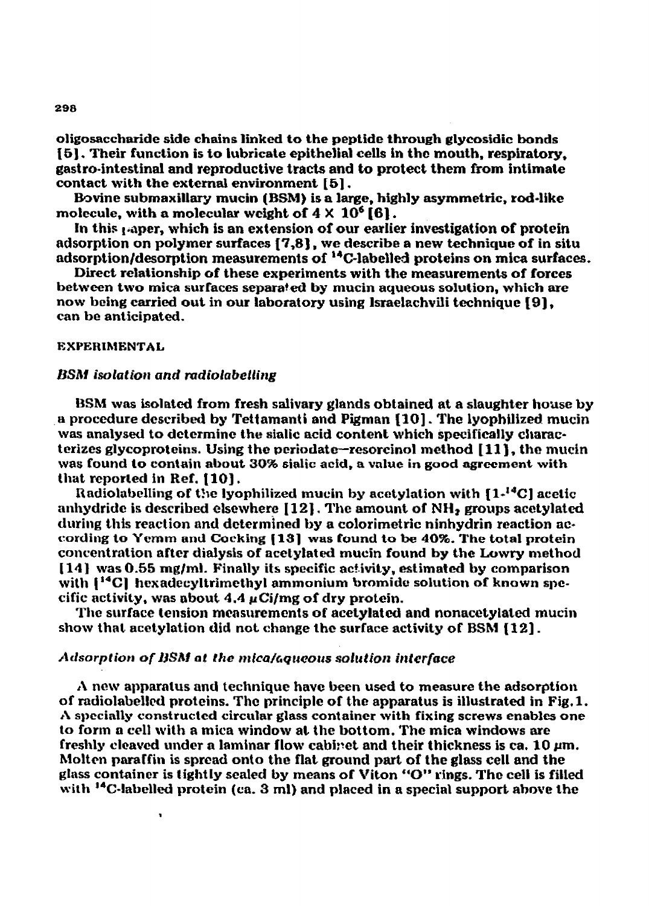oligosaccharide side chains linked to the peptide through glycosidic bonds [5]. Their function is to lubricate epithelial cells in the mouth, respiratory, gastro-intestinal and reproductive tracts and to protect them from intimate contact with the external environment [5].

Bovine submaxillary mucin (BSM) is a large, highly asymmetric, rod-like molecule, with a molecular weight of $4 \times 10^6$ [6].

In this paper, which is an extension of our earlier investigation of protein adsorption on polymer surfaces [7,8], we describe a new technique of in situ adsorption/desorption measurements of $^{14}$C-labelled proteins on mica surfaces.

Direct relationship of these experiments with the measurements of forces between two mica surfaces separated by mucin aqueous solution, which are now being carried out in our laboratory using Israelachvili technique [9], can be anticipated.

## EXPERIMENTAL

### *BSM isolation and radiolabelling*

BSM was isolated from fresh salivary glands obtained at a slaughter house by a procedure described by Tettamanti and Pigman [10]. The lyophilized mucin was analysed to determine the sialic acid content which specifically characterizes glycoproteins. Using the periodate—resorcinol method [11], the mucin was found to contain about 30% sialic acid, a value in good agreement with that reported in Ref. [10].

Radiolabelling of the lyophilized mucin by acetylation with [1-$^{14}$C] acetic anhydride is described elsewhere [12]. The amount of $NH_2$ groups acetylated during this reaction and determined by a colorimetric ninhydrin reaction according to Yemm and Cocking [13] was found to be 40%. The total protein concentration after dialysis of acetylated mucin found by the Lowry method [14] was 0.55 mg/ml. Finally its specific activity, estimated by comparison with [$^{14}$C] hexadecyltrimethyl ammonium bromide solution of known specific activity, was about 4.4 $\mu$Ci/mg of dry protein.

The surface tension measurements of acetylated and nonacetylated mucin show that acetylation did not change the surface activity of BSM [12].

### *Adsorption of BSM at the mica/aqueous solution interface*

A new apparatus and technique have been used to measure the adsorption of radiolabelled proteins. The principle of the apparatus is illustrated in Fig.1. A specially constructed circular glass container with fixing screws enables one to form a cell with a mica window at the bottom. The mica windows are freshly cleaved under a laminar flow cabinet and their thickness is ca. 10 $\mu$m. Molten paraffin is spread onto the flat ground part of the glass cell and the glass container is tightly sealed by means of Viton "O" rings. The cell is filled with $^{14}$C-labelled protein (ca. 3 ml) and placed in a special support above the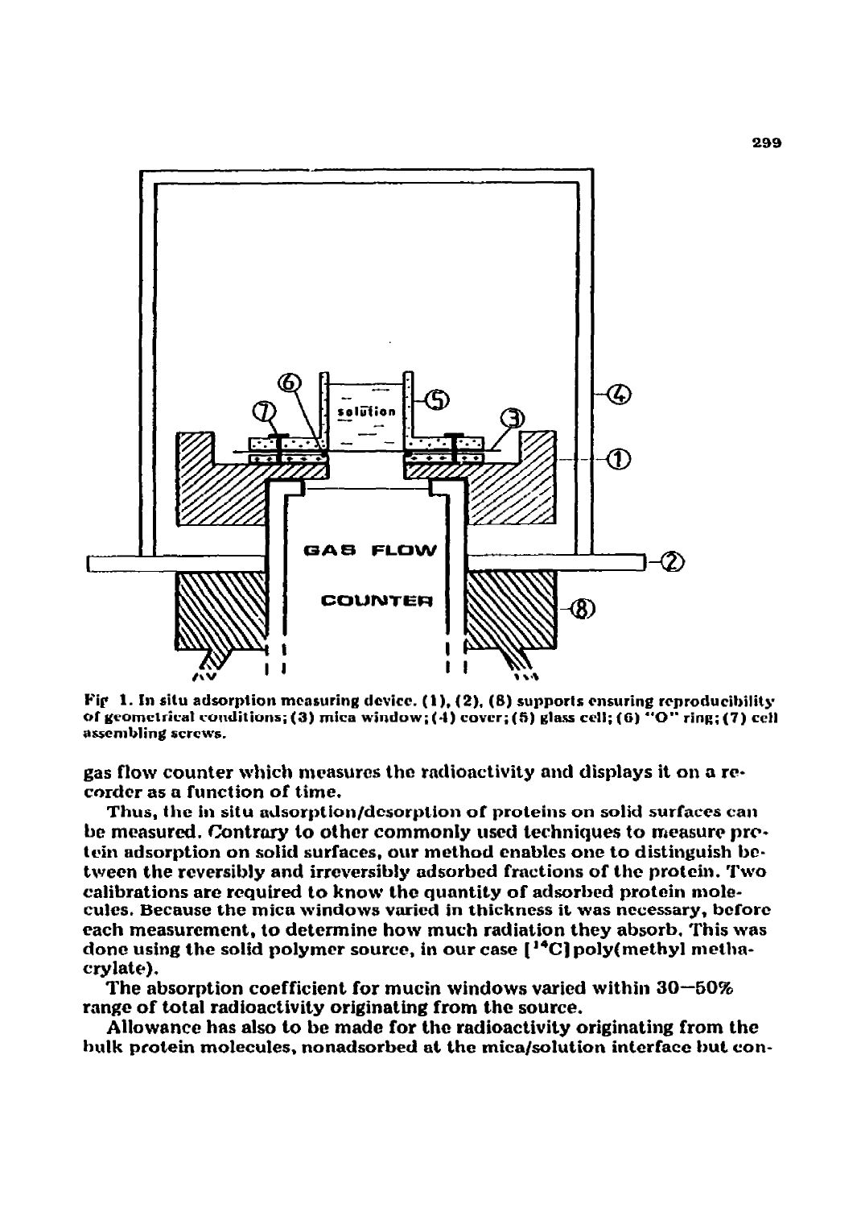Fig. 1. In situ adsorption measuring device. (1), (2), (8) supports ensuring reproducibility of geometrical conditions; (3) mica window; (4) cover; (5) glass cell; (6) "O" ring; (7) cell assembling screws.

gas flow counter which measures the radioactivity and displays it on a recorder as a function of time.

Thus, the in situ adsorption/desorption of proteins on solid surfaces can be measured. Contrary to other commonly used techniques to measure protein adsorption on solid surfaces, our method enables one to distinguish between the reversibly and irreversibly adsorbed fractions of the protein. Two calibrations are required to know the quantity of adsorbed protein molecules. Because the mica windows varied in thickness it was necessary, before each measurement, to determine how much radiation they absorb. This was done using the solid polymer source, in our case [$^{14}$C]poly(methyl methacrylate).

The absorption coefficient for mucin windows varied within 30–50% range of total radioactivity originating from the source.

Allowance has also to be made for the radioactivity originating from the bulk protein molecules, nonadsorbed at the mica/solution interface but con-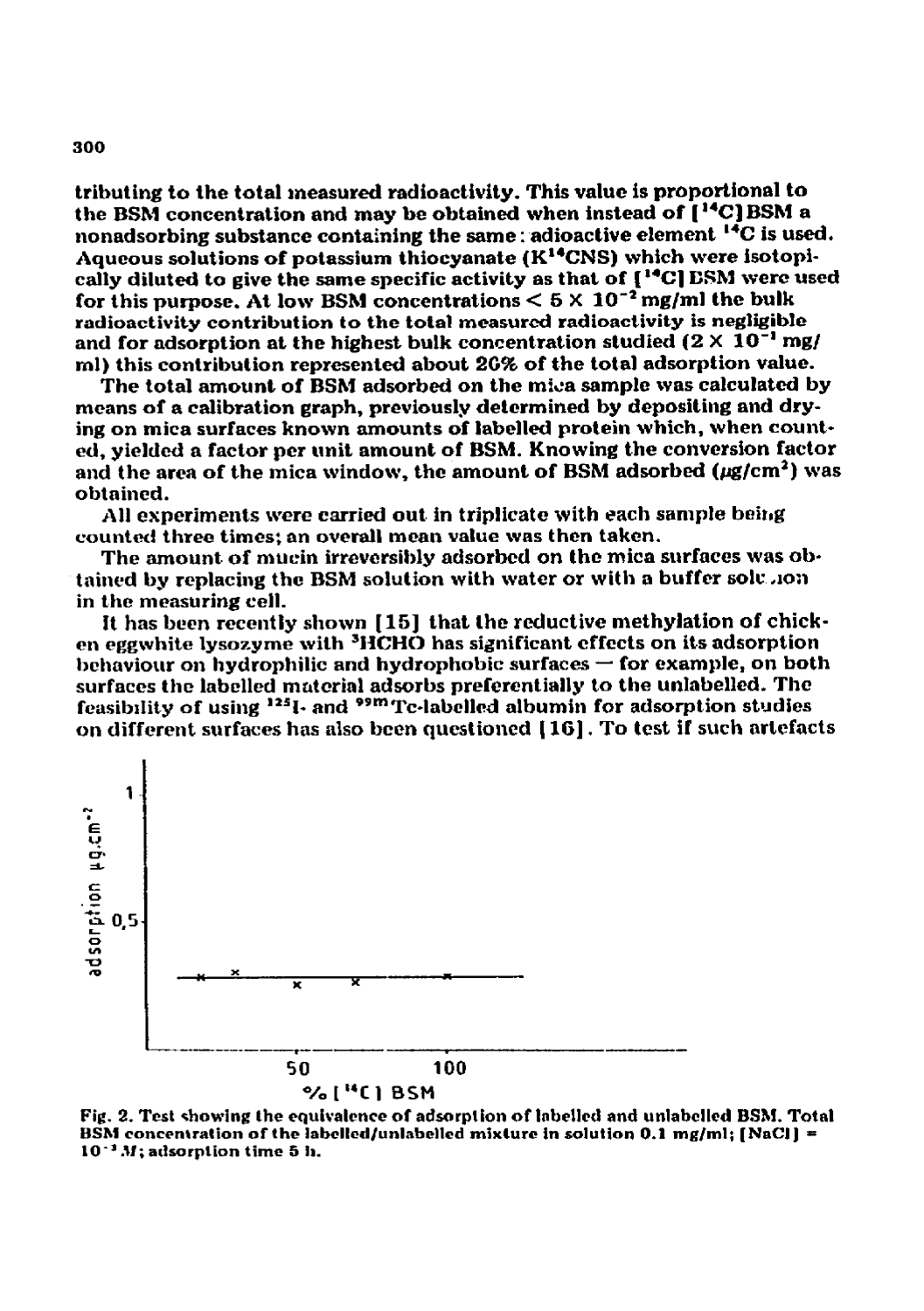tributing to the total measured radioactivity. This value is proportional to the BSM concentration and may be obtained when instead of [$^{14}$C]BSM a nonadsorbing substance containing the same radioactive element $^{14}$C is used. Aqueous solutions of potassium thiocyanate ($K^{14}CNS$) which were isotopically diluted to give the same specific activity as that of [$^{14}$C]BSM were used for this purpose. At low BSM concentrations $< 5 \times 10^{-2}$ mg/ml the bulk radioactivity contribution to the total measured radioactivity is negligible and for adsorption at the highest bulk concentration studied ($2 \times 10^{-1}$ mg/ml) this contribution represented about 20% of the total adsorption value.

The total amount of BSM adsorbed on the mica sample was calculated by means of a calibration graph, previously determined by depositing and drying on mica surfaces known amounts of labelled protein which, when counted, yielded a factor per unit amount of BSM. Knowing the conversion factor and the area of the mica window, the amount of BSM adsorbed ($\mu$g/cm$^2$) was obtained.

All experiments were carried out in triplicate with each sample being counted three times; an overall mean value was then taken.

The amount of mucin irreversibly adsorbed on the mica surfaces was obtained by replacing the BSM solution with water or with a buffer solution in the measuring cell.

It has been recently shown [15] that the reductive methylation of chicken eggwhite lysozyme with $^3$HCHO has significant effects on its adsorption behaviour on hydrophilic and hydrophobic surfaces — for example, on both surfaces the labelled material adsorbs preferentially to the unlabelled. The feasibility of using $^{125}$I- and $^{99m}$Tc-labelled albumin for adsorption studies on different surfaces has also been questioned [16]. To test if such artefacts

Fig. 2. Test showing the equivalence of adsorption of labelled and unlabelled BSM. Total BSM concentration of the labelled/unlabelled mixture in solution 0.1 mg/ml; [NaCl] = $10^{-3}$ M; adsorption time 5 h.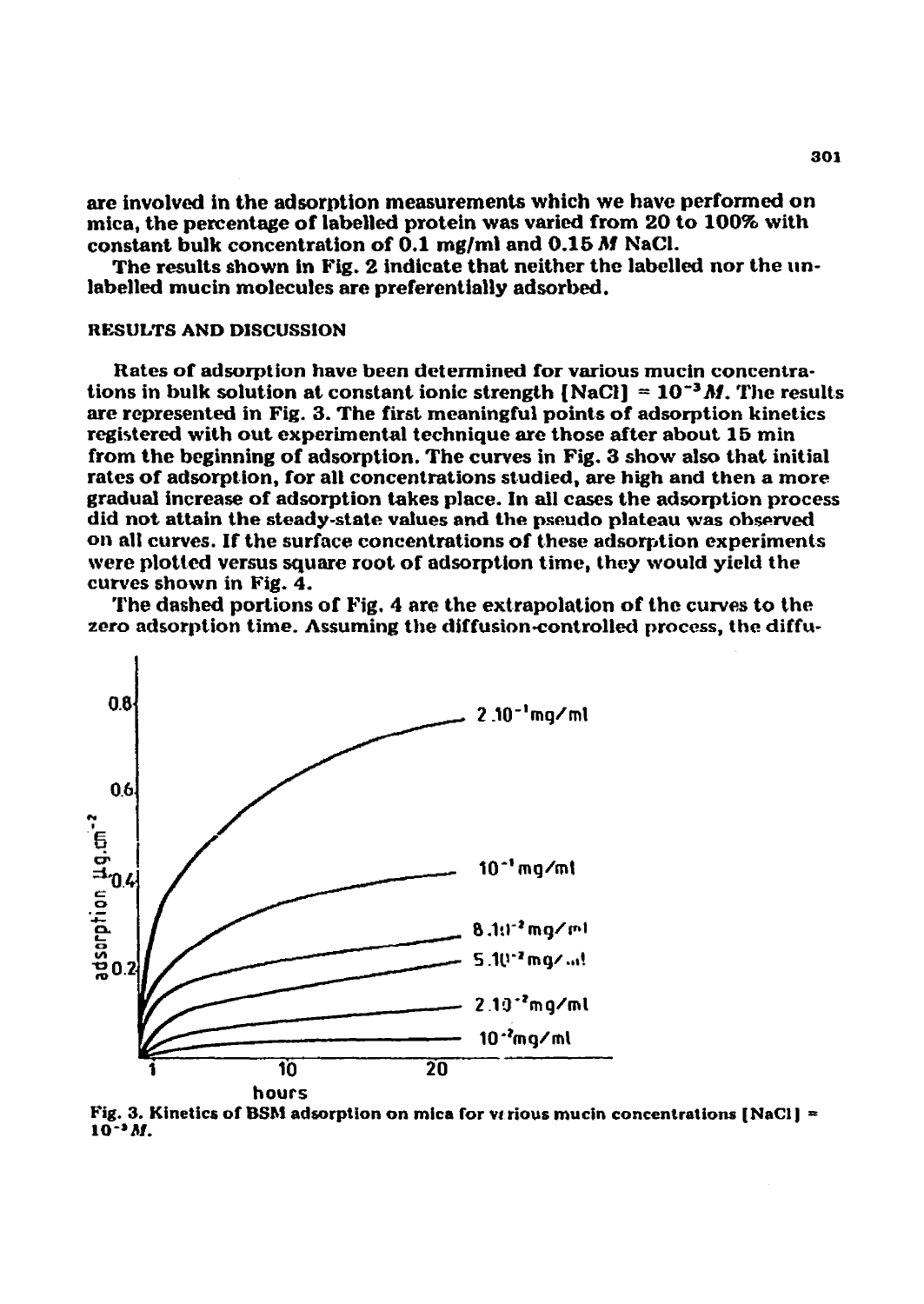are involved in the adsorption measurements which we have performed on mica, the percentage of labelled protein was varied from 20 to 100% with constant bulk concentration of 0.1 mg/ml and 0.15 *M* NaCl.

The results shown in Fig. 2 indicate that neither the labelled nor the unlabelled mucin molecules are preferentially adsorbed.

## RESULTS AND DISCUSSION

Rates of adsorption have been determined for various mucin concentrations in bulk solution at constant ionic strength [NaCl] = $10^{-3}$ *M*. The results are represented in Fig. 3. The first meaningful points of adsorption kinetics registered with out experimental technique are those after about 15 min from the beginning of adsorption. The curves in Fig. 3 show also that initial rates of adsorption, for all concentrations studied, are high and then a more gradual increase of adsorption takes place. In all cases the adsorption process did not attain the steady-state values and the pseudo plateau was observed on all curves. If the surface concentrations of these adsorption experiments were plotted versus square root of adsorption time, they would yield the curves shown in Fig. 4.

The dashed portions of Fig. 4 are the extrapolation of the curves to the zero adsorption time. Assuming the diffusion-controlled process, the diffu-

Fig. 3. Kinetics of BSM adsorption on mica for various mucin concentrations [NaCl] = $10^{-3}$ *M*.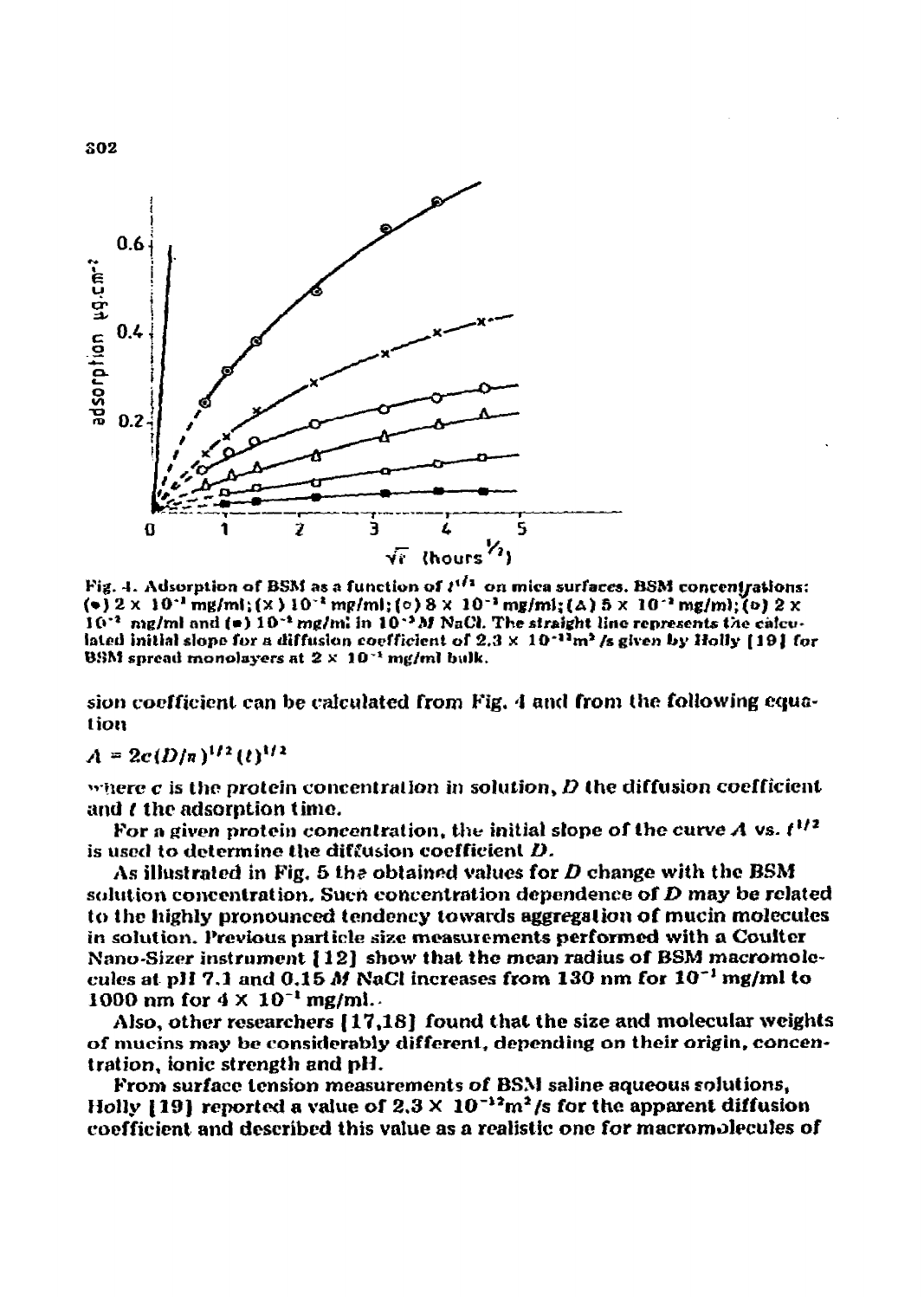Fig. 4. Adsorption of BSM as a function of $t^{1/2}$ on mica surfaces. BSM concentrations: (•) $2 \times 10^{-1}$ mg/ml; (×) $10^{-1}$ mg/ml; (○) $8 \times 10^{-2}$ mg/ml; (△) $5 \times 10^{-2}$ mg/ml; (□) $2 \times 10^{-2}$ mg/ml and (■) $10^{-2}$ mg/ml in $10^{-3}$ *M* NaCl. The straight line represents the calculated initial slope for a diffusion coefficient of $2.3 \times 10^{-12}$ $m^2$/s given by Holly [19] for BSM spread monolayers at $2 \times 10^{-1}$ mg/ml bulk.

sion coefficient can be calculated from Fig. 4 and from the following equation

$$A = 2c(D/\pi)^{1/2}(t)^{1/2}$$

where *c* is the protein concentration in solution, *D* the diffusion coefficient and *t* the adsorption time.

For a given protein concentration, the initial slope of the curve *A* vs. $t^{1/2}$ is used to determine the diffusion coefficient *D*.

As illustrated in Fig. 5 the obtained values for *D* change with the BSM solution concentration. Such concentration dependence of *D* may be related to the highly pronounced tendency towards aggregation of mucin molecules in solution. Previous particle size measurements performed with a Coulter Nano-Sizer instrument [12] show that the mean radius of BSM macromolecules at pH 7.1 and 0.15 *M* NaCl increases from 130 nm for $10^{-1}$ mg/ml to 1000 nm for $4 \times 10^{-1}$ mg/ml.

Also, other researchers [17,18] found that the size and molecular weights of mucins may be considerably different, depending on their origin, concentration, ionic strength and pH.

From surface tension measurements of BSM saline aqueous solutions, Holly [19] reported a value of $2.3 \times 10^{-12}$ $m^2$/s for the apparent diffusion coefficient and described this value as a realistic one for macromolecules of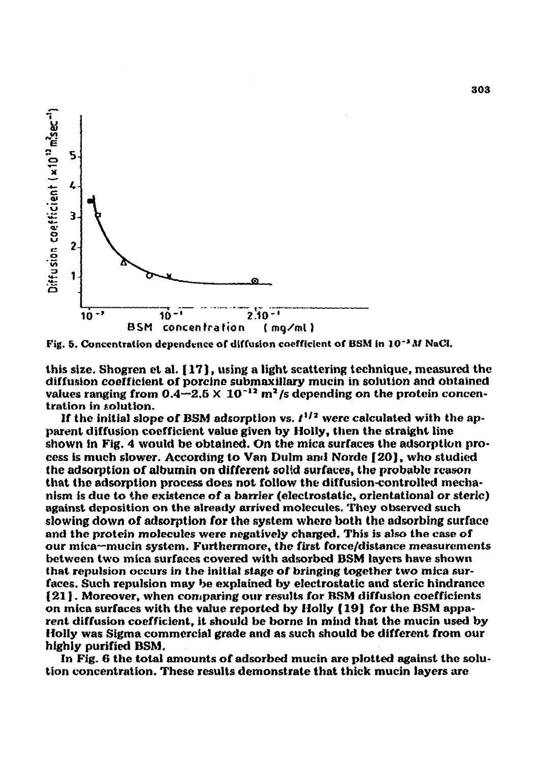Fig. 5. Concentration dependence of diffusion coefficient of BSM in $10^{-3}$ *M* NaCl.

this size. Shogren et al. [17], using a light scattering technique, measured the diffusion coefficient of porcine submaxillary mucin in solution and obtained values ranging from $0.4$–$2.5 \times 10^{-12}$ m$^2$/s depending on the protein concentration in solution.

If the initial slope of BSM adsorption vs. $t^{1/2}$ were calculated with the apparent diffusion coefficient value given by Holly, then the straight line shown in Fig. 4 would be obtained. On the mica surfaces the adsorption process is much slower. According to Van Dulm and Norde [20], who studied the adsorption of albumin on different solid surfaces, the probable reason that the adsorption process does not follow the diffusion-controlled mechanism is due to the existence of a barrier (electrostatic, orientational or steric) against deposition on the already arrived molecules. They observed such slowing down of adsorption for the system where both the adsorbing surface and the protein molecules were negatively charged. This is also the case of our mica–mucin system. Furthermore, the first force/distance measurements between two mica surfaces covered with adsorbed BSM layers have shown that repulsion occurs in the initial stage of bringing together two mica surfaces. Such repulsion may be explained by electrostatic and steric hindrance [21]. Moreover, when comparing our results for BSM diffusion coefficients on mica surfaces with the value reported by Holly [19] for the BSM apparent diffusion coefficient, it should be borne in mind that the mucin used by Holly was Sigma commercial grade and as such should be different from our highly purified BSM.

In Fig. 6 the total amounts of adsorbed mucin are plotted against the solution concentration. These results demonstrate that thick mucin layers are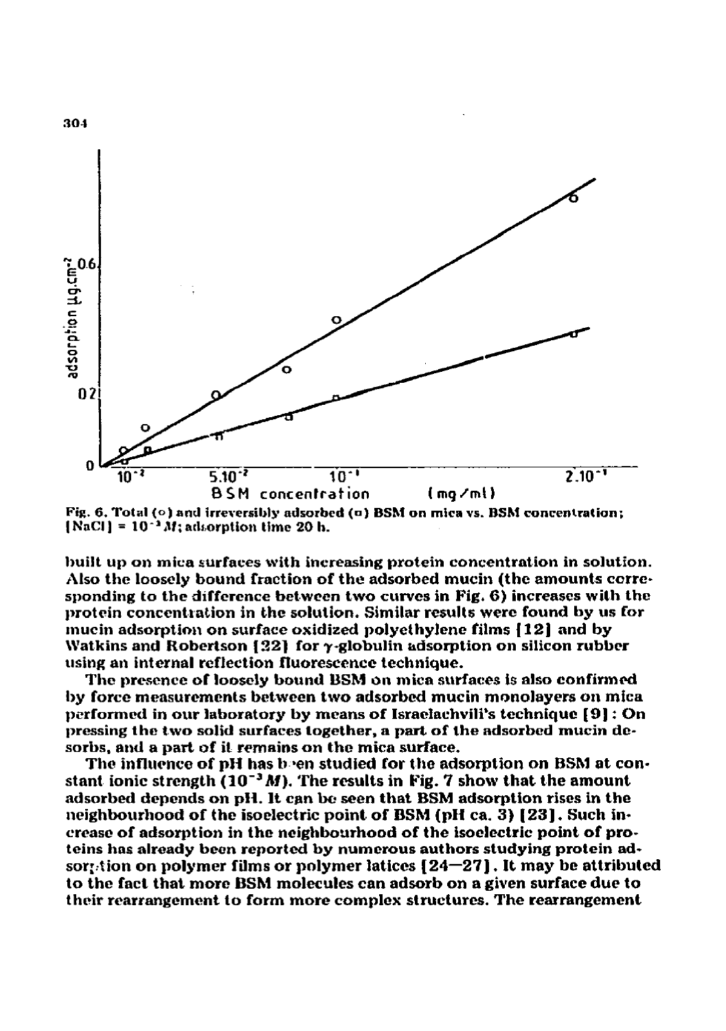Fig. 6. Total (○) and irreversibly adsorbed (□) BSM on mica vs. BSM concentration; [NaCl] = $10^{-3}$ *M*; adsorption time 20 h.

built up on mica surfaces with increasing protein concentration in solution. Also the loosely bound fraction of the adsorbed mucin (the amounts corresponding to the difference between two curves in Fig. 6) increases with the protein concentration in the solution. Similar results were found by us for mucin adsorption on surface oxidized polyethylene films [12] and by Watkins and Robertson [22] for γ-globulin adsorption on silicon rubber using an internal reflection fluorescence technique.

The presence of loosely bound BSM on mica surfaces is also confirmed by force measurements between two adsorbed mucin monolayers on mica performed in our laboratory by means of Israelachvili's technique [9]: On pressing the two solid surfaces together, a part of the adsorbed mucin desorbs, and a part of it remains on the mica surface.

The influence of pH has been studied for the adsorption on BSM at constant ionic strength ($10^{-3}$ *M*). The results in Fig. 7 show that the amount adsorbed depends on pH. It can be seen that BSM adsorption rises in the neighbourhood of the isoelectric point of BSM (pH ca. 3) [23]. Such increase of adsorption in the neighbourhood of the isoelectric point of proteins has already been reported by numerous authors studying protein adsorption on polymer films or polymer latices [24—27]. It may be attributed to the fact that more BSM molecules can adsorb on a given surface due to their rearrangement to form more complex structures. The rearrangement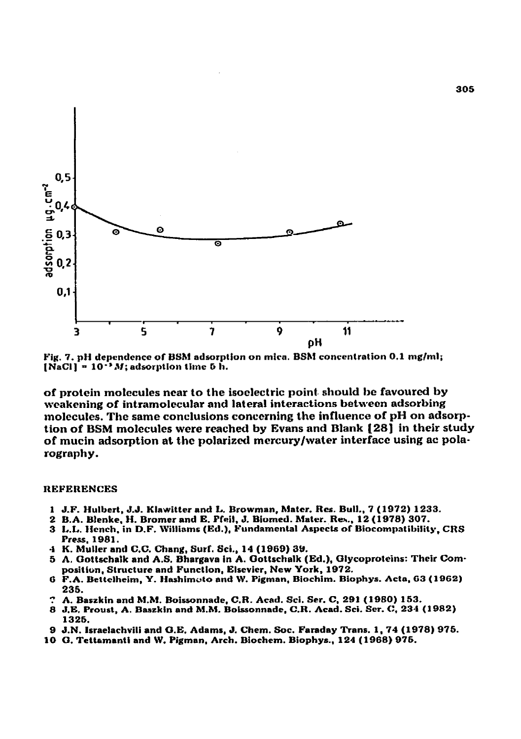Fig. 7. pH dependence of BSM adsorption on mica. BSM concentration 0.1 mg/ml; [NaCl] = $10^{-3}$ $M$; adsorption time 5 h.

of protein molecules near to the isoelectric point should be favoured by weakening of intramolecular and lateral interactions between adsorbing molecules. The same conclusions concerning the influence of pH on adsorption of BSM molecules were reached by Evans and Blank [28] in their study of mucin adsorption at the polarized mercury/water interface using ac polarography.

## REFERENCES

1. J.F. Hulbert, J.J. Klawitter and L. Browman, Mater. Res. Bull., 7 (1972) 1233.
2. B.A. Blenke, H. Bromer and E. Pfeil, J. Biomed. Mater. Res., 12 (1978) 307.
3. L.L. Hench, in D.F. Williams (Ed.), Fundamental Aspects of Biocompatibility, CRS Press, 1981.
4. K. Muller and C.C. Chang, Surf. Sci., 14 (1969) 39.
5. A. Gottschalk and A.S. Bhargava in A. Gottschalk (Ed.), Glycoproteins: Their Composition, Structure and Function, Elsevier, New York, 1972.
6. F.A. Bettelheim, Y. Hashimoto and W. Pigman, Biochim. Biophys. Acta, 63 (1962) 235.
7. A. Baszkin and M.M. Boissonnade, C.R. Acad. Sci. Ser. C, 291 (1980) 153.
8. J.E. Proust, A. Baszkin and M.M. Boissonnade, C.R. Acad. Sci. Ser. C, 234 (1982) 1325.
9. J.N. Israelachvili and G.E. Adams, J. Chem. Soc. Faraday Trans. 1, 74 (1978) 975.
10. G. Tettamanti and W. Pigman, Arch. Biochem. Biophys., 124 (1968) 975.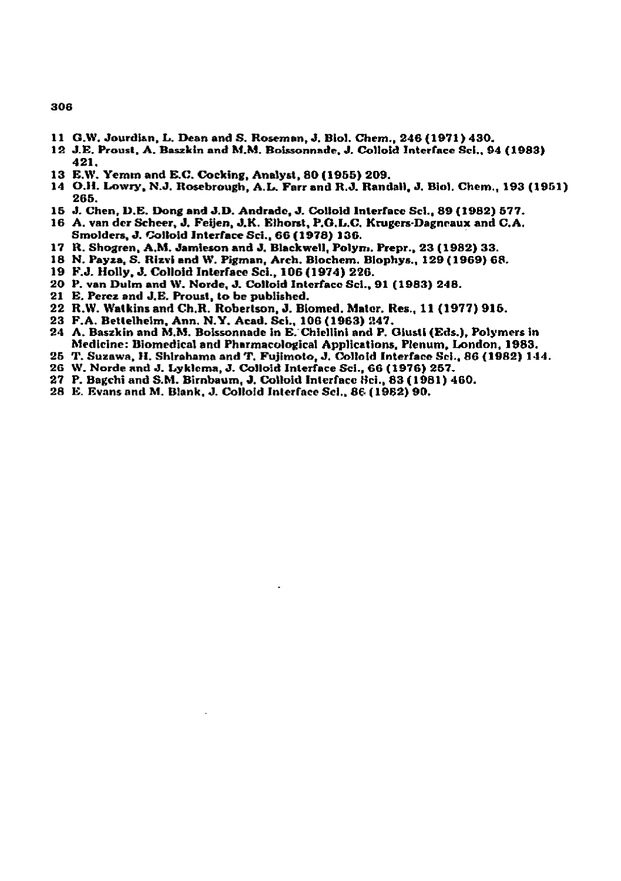11 G.W. Jourdian, L. Dean and S. Roseman, J. Biol. Chem., 246 (1971) 430.
12 J.E. Proust, A. Baszkin and M.M. Boissonnade, J. Colloid Interface Sci., 94 (1983) 421.
13 E.W. Yemm and E.C. Cocking, Analyst, 80 (1955) 209.
14 O.H. Lowry, N.J. Rosebrough, A.L. Farr and R.J. Randall, J. Biol. Chem., 193 (1951) 265.
15 J. Chen, D.E. Dong and J.D. Andrade, J. Colloid Interface Sci., 89 (1982) 577.
16 A. van der Scheer, J. Feijen, J.K. Elhorst, P.G.L.C. Krugers-Dagneaux and C.A. Smolders, J. Colloid Interface Sci., 66 (1978) 136.
17 R. Shogren, A.M. Jamieson and J. Blackwell, Polym. Prepr., 23 (1982) 33.
18 N. Payza, S. Rizvi and W. Pigman, Arch. Biochem. Biophys., 129 (1969) 68.
19 F.J. Holly, J. Colloid Interface Sci., 106 (1974) 226.
20 P. van Dulm and W. Norde, J. Colloid Interface Sci., 91 (1983) 248.
21 E. Perez and J.E. Proust, to be published.
22 R.W. Watkins and Ch.R. Robertson, J. Biomed. Mater. Res., 11 (1977) 915.
23 F.A. Bettelheim, Ann. N.Y. Acad. Sci., 106 (1963) 247.
24 A. Baszkin and M.M. Boissonnade in E. Chiellini and P. Giusti (Eds.), Polymers in Medicine: Biomedical and Pharmacological Applications, Plenum, London, 1983.
25 T. Suzawa, H. Shirahama and T. Fujimoto, J. Colloid Interface Sci., 86 (1982) 144.
26 W. Norde and J. Lyklema, J. Colloid Interface Sci., 66 (1976) 257.
27 P. Bagchi and S.M. Birnbaum, J. Colloid Interface Sci., 83 (1981) 460.
28 E. Evans and M. Blank, J. Colloid Interface Sci., 86 (1982) 90.